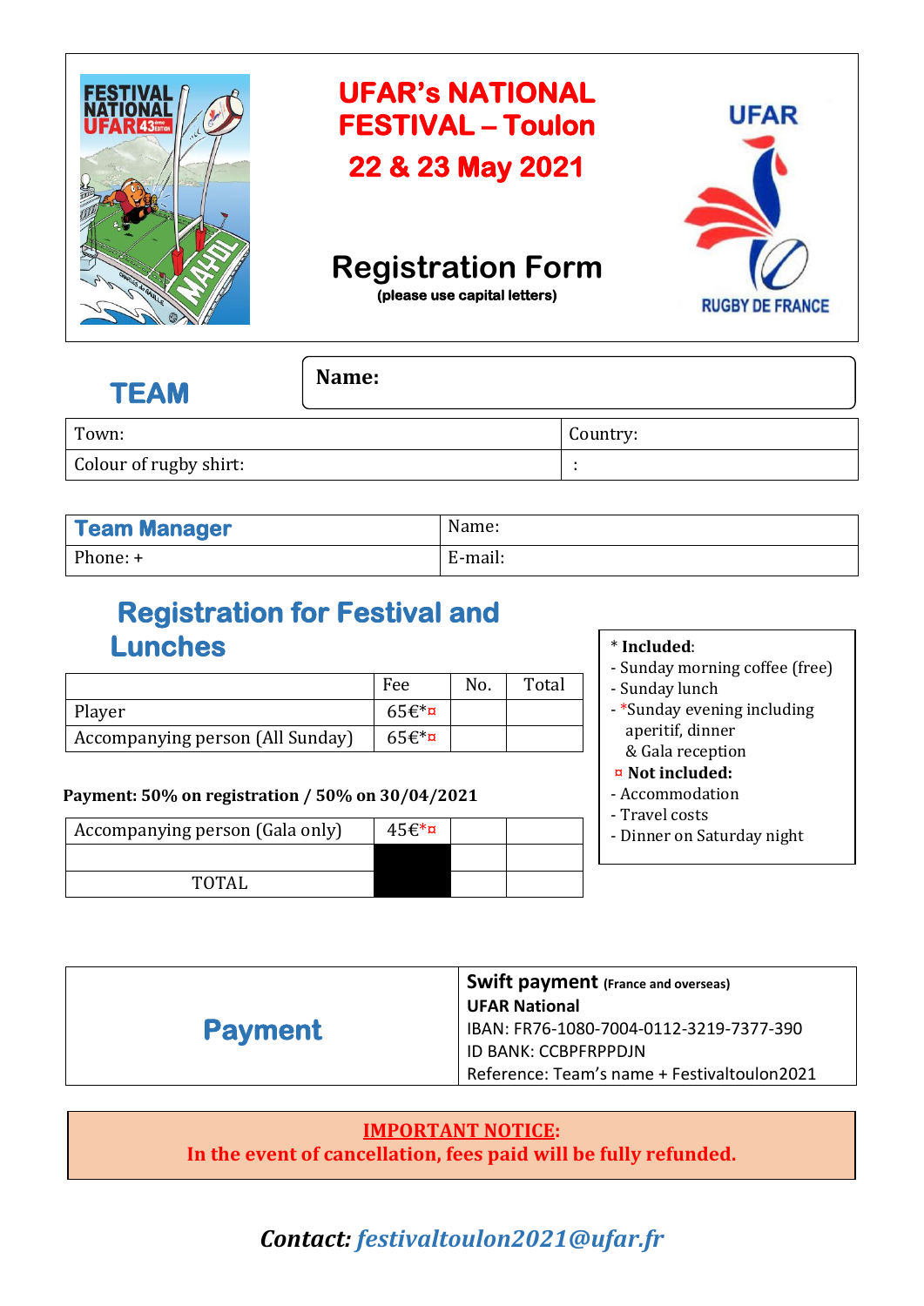# UFAR's NATIONAL FESTIVAL – Toulon

## 22 & 23 May 2021

UFAR

RUGBY DE FRANCE

# Registration Form

(please use capital letters)

## TEAM

**Name:**

| Town: | Country: |
|---|---|
| Colour of rugby shirt: | : |

| Team Manager | Name: |
|---|---|
| Phone: + | E-mail: |

## Registration for Festival and Lunches

| | Fee | No. | Total |
|---|---|---|---|
| Player | 65€*¤ | | |
| Accompanying person (All Sunday) | 65€*¤ | | |

**Payment: 50% on registration / 50% on 30/04/2021**

| Accompanying person (Gala only) | 45€*¤ | | |
|---|---|---|---|
| | | | |
| TOTAL | | | |

\* **Included**:
- Sunday morning coffee (free)
- Sunday lunch
- *Sunday evening including aperitif, dinner & Gala reception

¤ **Not included:**
- Accommodation
- Travel costs
- Dinner on Saturday night

| Payment | **Swift payment** (France and overseas)<br>**UFAR National**<br>IBAN: FR76-1080-7004-0112-3219-7377-390<br>ID BANK: CCBPFRPPDJN<br>Reference: Team's name + Festivaltoulon2021 |
|---|---|

**IMPORTANT NOTICE:**
**In the event of cancellation, fees paid will be fully refunded.**

***Contact: festivaltoulon2021@ufar.fr***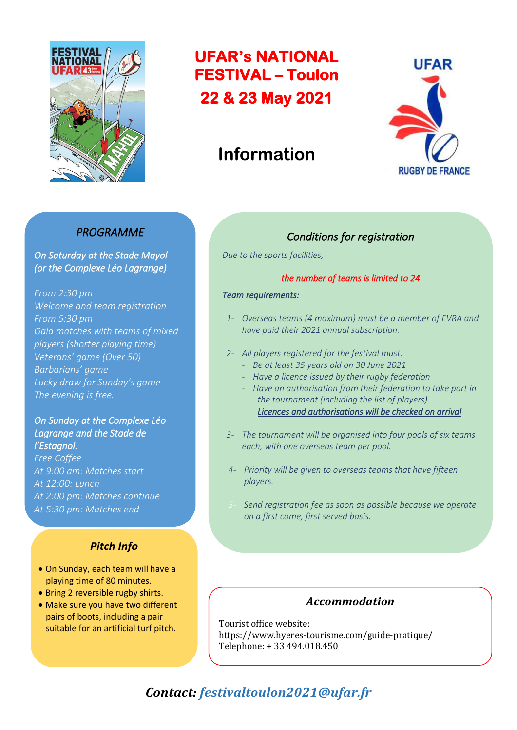# UFAR's NATIONAL FESTIVAL – Toulon

# 22 & 23 May 2021

## Information

UFAR

RUGBY DE FRANCE

### *PROGRAMME*

***On Saturday at the Stade Mayol (or the Complexe Léo Lagrange)***

*From 2:30 pm*
*Welcome and team registration*
*From 5:30 pm*
*Gala matches with teams of mixed players (shorter playing time)*
*Veterans' game (Over 50)*
*Barbarians' game*
*Lucky draw for Sunday's game*
*The evening is free.*

***On Sunday at the Complexe Léo Lagrange and the Stade de l'Estagnol.***
*Free Coffee*
*At 9:00 am: Matches start*
*At 12:00: Lunch*
*At 2:00 pm: Matches continue*
*At 5:30 pm: Matches end*

### *Pitch Info*

- On Sunday, each team will have a playing time of 80 minutes.
- Bring 2 reversible rugby shirts.
- Make sure you have two different pairs of boots, including a pair suitable for an artificial turf pitch.

### *Conditions for registration*

*Due to the sports facilities,*

*the number of teams is limited to 24*

***Team requirements:***

1- *Overseas teams (4 maximum) must be a member of EVRA and have paid their 2021 annual subscription.*

2- *All players registered for the festival must:*
   - *Be at least 35 years old on 30 June 2021*
   - *Have a licence issued by their rugby federation*
   - *Have an authorisation from their federation to take part in the tournament (including the list of players).*
   ***Licences and authorisations will be checked on arrival***

3- *The tournament will be organised into four pools of six teams each, with one overseas team per pool.*

4- *Priority will be given to overseas teams that have fifteen players.*

5- *Send registration fee as soon as possible because we operate on a first come, first served basis.*

### *Accommodation*

Tourist office website:
https://www.hyeres-tourisme.com/guide-pratique/
Telephone: + 33 494.018.450

***Contact: festivaltoulon2021@ufar.fr***